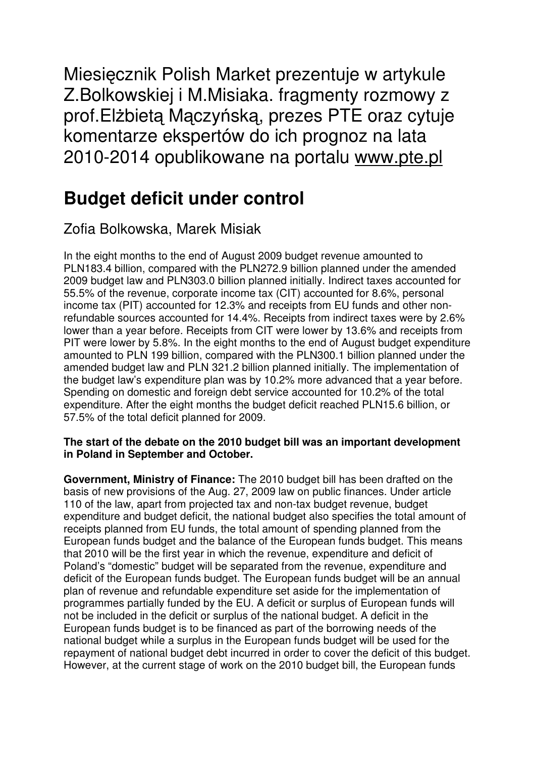Miesięcznik Polish Market prezentuje w artykule Z.Bolkowskiej i M.Misiaka. fragmenty rozmowy z prof.Elżbietą Mączyńską, prezes PTE oraz cytuje komentarze ekspertów do ich prognoz na lata 2010-2014 opublikowane na portalu www.pte.pl

# Budget deficit under control

Zofia Bolkowska, Marek Misiak

In the eight months to the end of August 2009 budget revenue amounted to PLN183.4 billion, compared with the PLN272.9 billion planned under the amended 2009 budget law and PLN303.0 billion planned initially. Indirect taxes accounted for 55.5% of the revenue, corporate income tax (CIT) accounted for 8.6%, personal income tax (PIT) accounted for 12.3% and receipts from EU funds and other non-refundable sources accounted for 14.4%. Receipts from indirect taxes were by 2.6% lower than a year before. Receipts from CIT were lower by 13.6% and receipts from PIT were lower by 5.8%. In the eight months to the end of August budget expenditure amounted to PLN 199 billion, compared with the PLN300.1 billion planned under the amended budget law and PLN 321.2 billion planned initially. The implementation of the budget law's expenditure plan was by 10.2% more advanced that a year before. Spending on domestic and foreign debt service accounted for 10.2% of the total expenditure. After the eight months the budget deficit reached PLN15.6 billion, or 57.5% of the total deficit planned for 2009.

**The start of the debate on the 2010 budget bill was an important development in Poland in September and October.**

**Government, Ministry of Finance:** The 2010 budget bill has been drafted on the basis of new provisions of the Aug. 27, 2009 law on public finances. Under article 110 of the law, apart from projected tax and non-tax budget revenue, budget expenditure and budget deficit, the national budget also specifies the total amount of receipts planned from EU funds, the total amount of spending planned from the European funds budget and the balance of the European funds budget. This means that 2010 will be the first year in which the revenue, expenditure and deficit of Poland's "domestic" budget will be separated from the revenue, expenditure and deficit of the European funds budget. The European funds budget will be an annual plan of revenue and refundable expenditure set aside for the implementation of programmes partially funded by the EU. A deficit or surplus of European funds will not be included in the deficit or surplus of the national budget. A deficit in the European funds budget is to be financed as part of the borrowing needs of the national budget while a surplus in the European funds budget will be used for the repayment of national budget debt incurred in order to cover the deficit of this budget. However, at the current stage of work on the 2010 budget bill, the European funds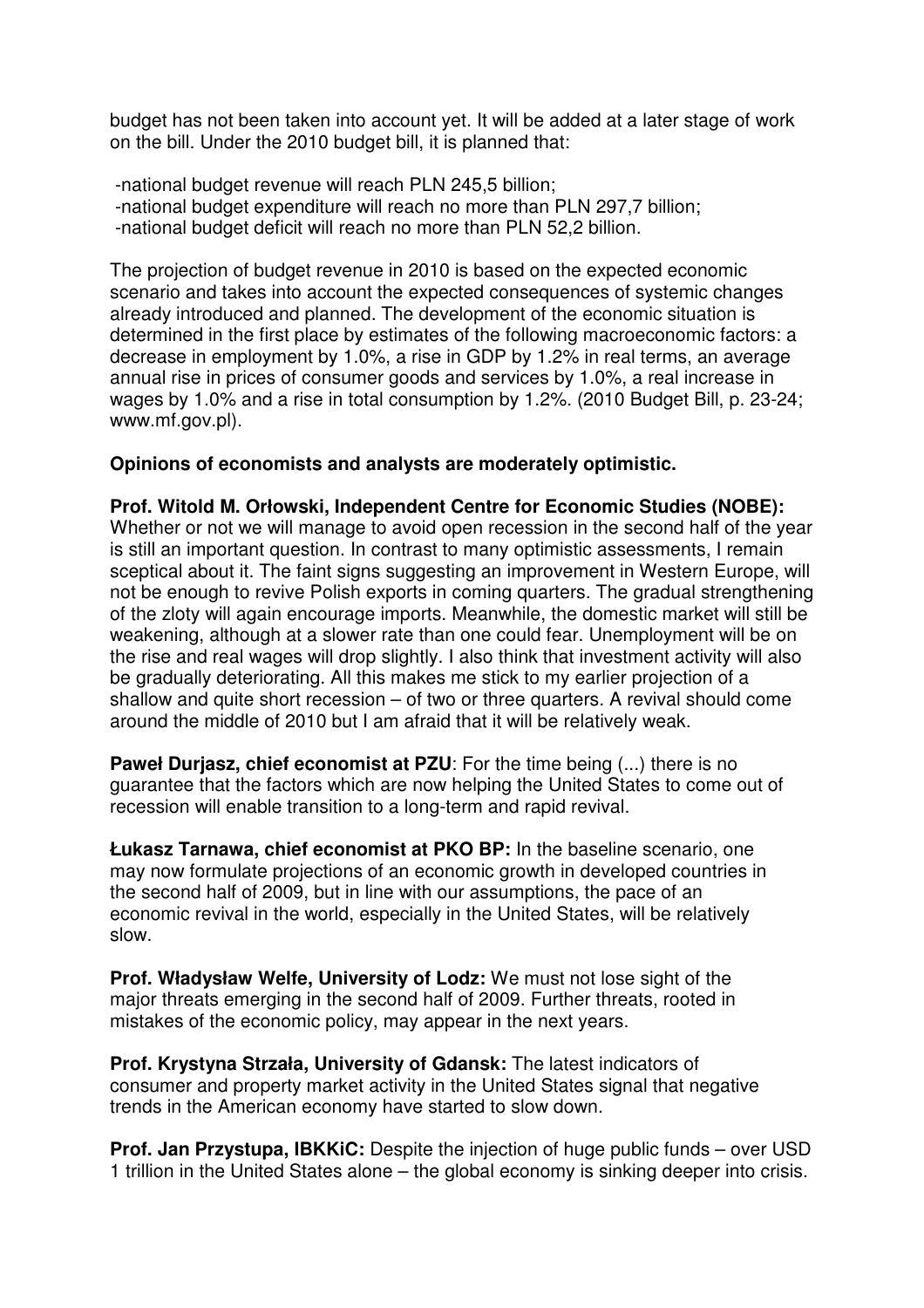budget has not been taken into account yet. It will be added at a later stage of work on the bill. Under the 2010 budget bill, it is planned that:

-national budget revenue will reach PLN 245,5 billion;
-national budget expenditure will reach no more than PLN 297,7 billion;
-national budget deficit will reach no more than PLN 52,2 billion.

The projection of budget revenue in 2010 is based on the expected economic scenario and takes into account the expected consequences of systemic changes already introduced and planned. The development of the economic situation is determined in the first place by estimates of the following macroeconomic factors: a decrease in employment by 1.0%, a rise in GDP by 1.2% in real terms, an average annual rise in prices of consumer goods and services by 1.0%, a real increase in wages by 1.0% and a rise in total consumption by 1.2%. (2010 Budget Bill, p. 23-24; www.mf.gov.pl).

**Opinions of economists and analysts are moderately optimistic.**

**Prof. Witold M. Orłowski, Independent Centre for Economic Studies (NOBE):** Whether or not we will manage to avoid open recession in the second half of the year is still an important question. In contrast to many optimistic assessments, I remain sceptical about it. The faint signs suggesting an improvement in Western Europe, will not be enough to revive Polish exports in coming quarters. The gradual strengthening of the zloty will again encourage imports. Meanwhile, the domestic market will still be weakening, although at a slower rate than one could fear. Unemployment will be on the rise and real wages will drop slightly. I also think that investment activity will also be gradually deteriorating. All this makes me stick to my earlier projection of a shallow and quite short recession – of two or three quarters. A revival should come around the middle of 2010 but I am afraid that it will be relatively weak.

**Paweł Durjasz, chief economist at PZU**: For the time being (...) there is no guarantee that the factors which are now helping the United States to come out of recession will enable transition to a long-term and rapid revival.

**Łukasz Tarnawa, chief economist at PKO BP:** In the baseline scenario, one may now formulate projections of an economic growth in developed countries in the second half of 2009, but in line with our assumptions, the pace of an economic revival in the world, especially in the United States, will be relatively slow.

**Prof. Władysław Welfe, University of Lodz:** We must not lose sight of the major threats emerging in the second half of 2009. Further threats, rooted in mistakes of the economic policy, may appear in the next years.

**Prof. Krystyna Strzała, University of Gdansk:** The latest indicators of consumer and property market activity in the United States signal that negative trends in the American economy have started to slow down.

**Prof. Jan Przystupa, IBKKiC:** Despite the injection of huge public funds – over USD 1 trillion in the United States alone – the global economy is sinking deeper into crisis.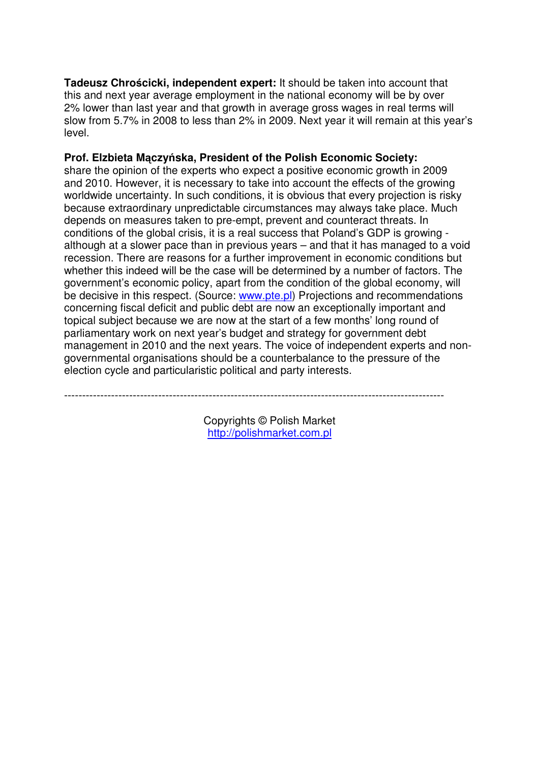**Tadeusz Chrościcki, independent expert:** It should be taken into account that this and next year average employment in the national economy will be by over 2% lower than last year and that growth in average gross wages in real terms will slow from 5.7% in 2008 to less than 2% in 2009. Next year it will remain at this year's level.

**Prof. Elzbieta Mączyńska, President of the Polish Economic Society:** share the opinion of the experts who expect a positive economic growth in 2009 and 2010. However, it is necessary to take into account the effects of the growing worldwide uncertainty. In such conditions, it is obvious that every projection is risky because extraordinary unpredictable circumstances may always take place. Much depends on measures taken to pre-empt, prevent and counteract threats. In conditions of the global crisis, it is a real success that Poland's GDP is growing - although at a slower pace than in previous years – and that it has managed to a void recession. There are reasons for a further improvement in economic conditions but whether this indeed will be the case will be determined by a number of factors. The government's economic policy, apart from the condition of the global economy, will be decisive in this respect. (Source: www.pte.pl) Projections and recommendations concerning fiscal deficit and public debt are now an exceptionally important and topical subject because we are now at the start of a few months' long round of parliamentary work on next year's budget and strategy for government debt management in 2010 and the next years. The voice of independent experts and non-governmental organisations should be a counterbalance to the pressure of the election cycle and particularistic political and party interests.

---

Copyrights © Polish Market
http://polishmarket.com.pl